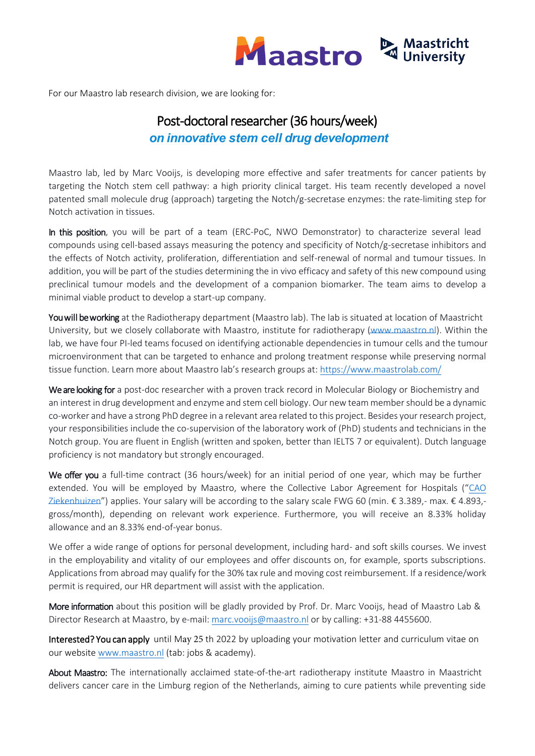For our Maastro lab research division, we are looking for:

# Post-doctoral researcher (36 hours/week)

## *on innovative stem cell drug development*

Maastro lab, led by Marc Vooijs, is developing more effective and safer treatments for cancer patients by targeting the Notch stem cell pathway: a high priority clinical target. His team recently developed a novel patented small molecule drug (approach) targeting the Notch/g-secretase enzymes: the rate-limiting step for Notch activation in tissues.

**In this position**, you will be part of a team (ERC-PoC, NWO Demonstrator) to characterize several lead compounds using cell-based assays measuring the potency and specificity of Notch/g-secretase inhibitors and the effects of Notch activity, proliferation, differentiation and self-renewal of normal and tumour tissues. In addition, you will be part of the studies determining the in vivo efficacy and safety of this new compound using preclinical tumour models and the development of a companion biomarker. The team aims to develop a minimal viable product to develop a start-up company.

**You will be working** at the Radiotherapy department (Maastro lab). The lab is situated at location of Maastricht University, but we closely collaborate with Maastro, institute for radiotherapy (www.maastro.nl). Within the lab, we have four PI-led teams focused on identifying actionable dependencies in tumour cells and the tumour microenvironment that can be targeted to enhance and prolong treatment response while preserving normal tissue function. Learn more about Maastro lab's research groups at: https://www.maastrolab.com/

**We are looking for** a post-doc researcher with a proven track record in Molecular Biology or Biochemistry and an interest in drug development and enzyme and stem cell biology. Our new team member should be a dynamic co-worker and have a strong PhD degree in a relevant area related to this project. Besides your research project, your responsibilities include the co-supervision of the laboratory work of (PhD) students and technicians in the Notch group. You are fluent in English (written and spoken, better than IELTS 7 or equivalent). Dutch language proficiency is not mandatory but strongly encouraged.

**We offer you** a full-time contract (36 hours/week) for an initial period of one year, which may be further extended. You will be employed by Maastro, where the Collective Labor Agreement for Hospitals ("CAO Ziekenhuizen") applies. Your salary will be according to the salary scale FWG 60 (min. € 3.389,- max. € 4.893,- gross/month), depending on relevant work experience. Furthermore, you will receive an 8.33% holiday allowance and an 8.33% end-of-year bonus.

We offer a wide range of options for personal development, including hard- and soft skills courses. We invest in the employability and vitality of our employees and offer discounts on, for example, sports subscriptions. Applications from abroad may qualify for the 30% tax rule and moving cost reimbursement. If a residence/work permit is required, our HR department will assist with the application.

**More information** about this position will be gladly provided by Prof. Dr. Marc Vooijs, head of Maastro Lab & Director Research at Maastro, by e-mail: marc.vooijs@maastro.nl or by calling: +31-88 4455600.

**Interested? You can apply** until May 25 th 2022 by uploading your motivation letter and curriculum vitae on our website www.maastro.nl (tab: jobs & academy).

**About Maastro:** The internationally acclaimed state-of-the-art radiotherapy institute Maastro in Maastricht delivers cancer care in the Limburg region of the Netherlands, aiming to cure patients while preventing side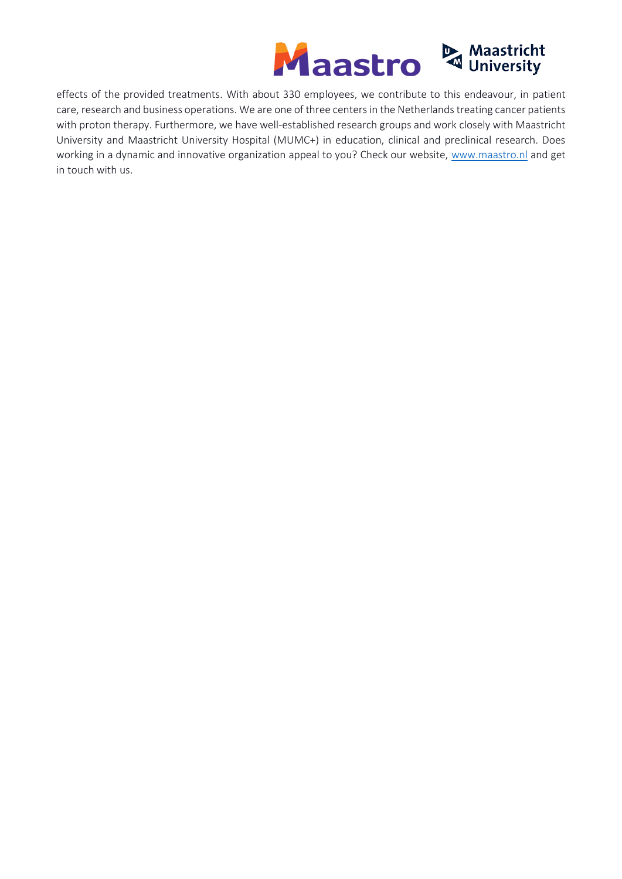effects of the provided treatments. With about 330 employees, we contribute to this endeavour, in patient care, research and business operations. We are one of three centers in the Netherlands treating cancer patients with proton therapy. Furthermore, we have well-established research groups and work closely with Maastricht University and Maastricht University Hospital (MUMC+) in education, clinical and preclinical research. Does working in a dynamic and innovative organization appeal to you? Check our website, [www.maastro.nl](http://www.maastro.nl) and get in touch with us.